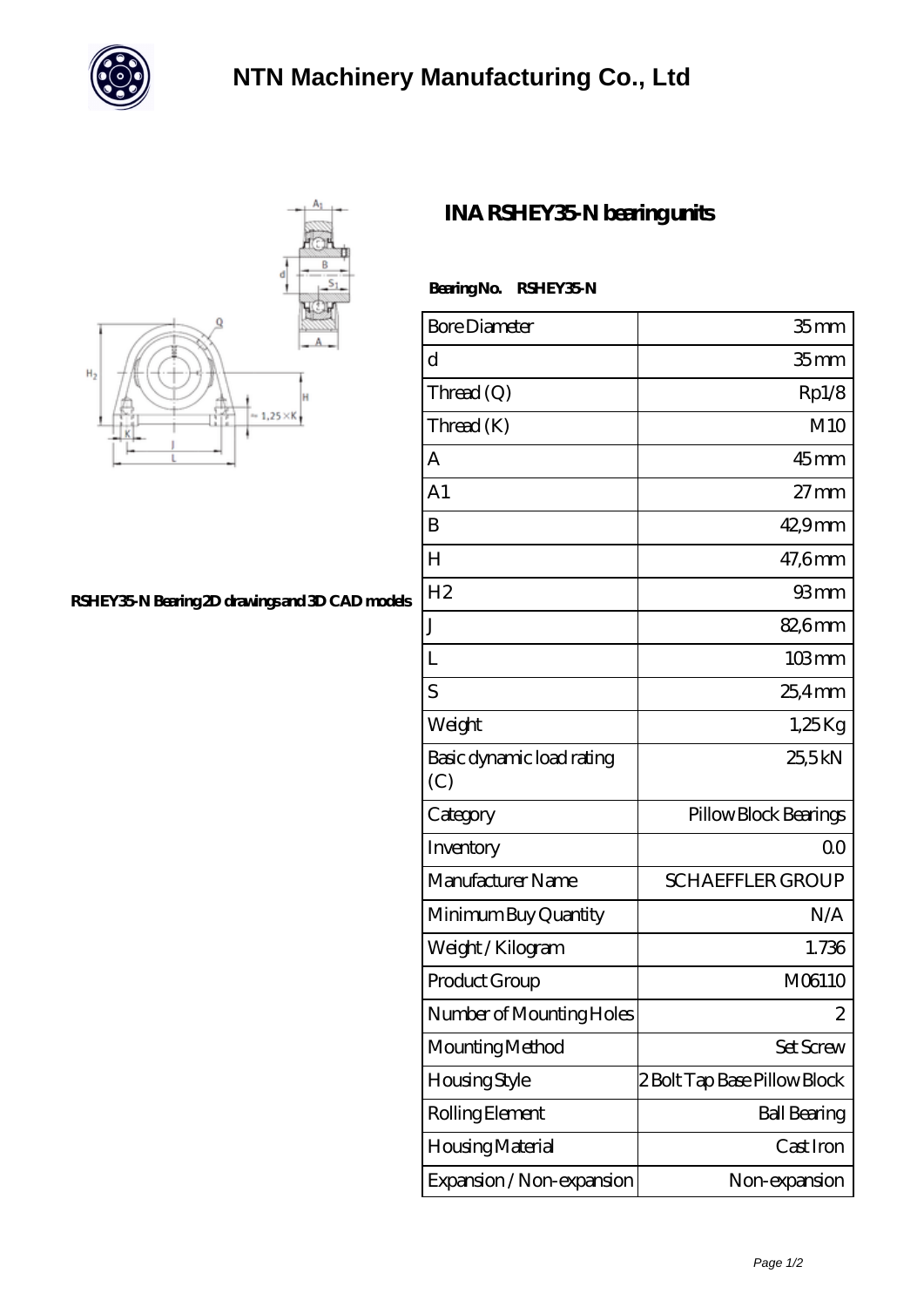# NTN Machinery Manufacturing Co., Ltd

## INA RSHEY35-N bearing units

RSHEY35-N Bearing 2D drawings and 3D CAD models

**Bearing No. RSHEY35-N**

| | |
|---|---|
| Bore Diameter | 35 mm |
| d | 35 mm |
| Thread (Q) | Rp1/8 |
| Thread (K) | M10 |
| A | 45 mm |
| A1 | 27 mm |
| B | 42,9 mm |
| H | 47,6 mm |
| H2 | 93 mm |
| J | 82,6 mm |
| L | 103 mm |
| S | 25,4 mm |
| Weight | 1,25 Kg |
| Basic dynamic load rating (C) | 25,5 kN |
| Category | Pillow Block Bearings |
| Inventory | 0.0 |
| Manufacturer Name | SCHAEFFLER GROUP |
| Minimum Buy Quantity | N/A |
| Weight / Kilogram | 1.736 |
| Product Group | M06110 |
| Number of Mounting Holes | 2 |
| Mounting Method | Set Screw |
| Housing Style | 2 Bolt Tap Base Pillow Block |
| Rolling Element | Ball Bearing |
| Housing Material | Cast Iron |
| Expansion / Non-expansion | Non-expansion |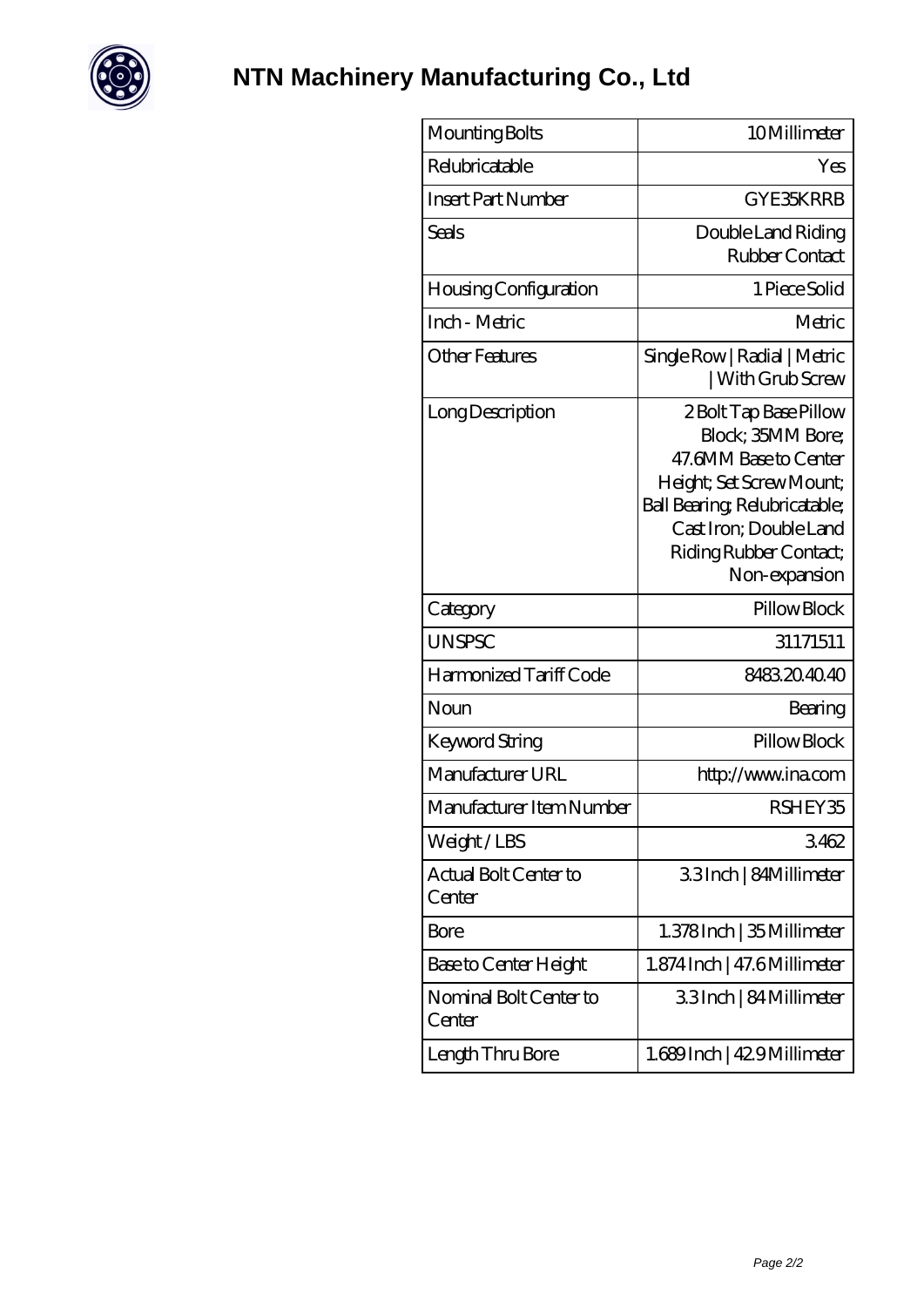# NTN Machinery Manufacturing Co., Ltd

| | |
|---|---|
| Mounting Bolts | 10 Millimeter |
| Relubricatable | Yes |
| Insert Part Number | GYE35KRRB |
| Seals | Double Land Riding Rubber Contact |
| Housing Configuration | 1 Piece Solid |
| Inch - Metric | Metric |
| Other Features | Single Row \| Radial \| Metric \| With Grub Screw |
| Long Description | 2 Bolt Tap Base Pillow Block; 35MM Bore; 47.6MM Base to Center Height; Set Screw Mount; Ball Bearing; Relubricatable; Cast Iron; Double Land Riding Rubber Contact; Non-expansion |
| Category | Pillow Block |
| UNSPSC | 31171511 |
| Harmonized Tariff Code | 8483.20.40.40 |
| Noun | Bearing |
| Keyword String | Pillow Block |
| Manufacturer URL | http://www.ina.com |
| Manufacturer Item Number | RSHEY35 |
| Weight / LBS | 3.462 |
| Actual Bolt Center to Center | 3.3 Inch \| 84 Millimeter |
| Bore | 1.378 Inch \| 35 Millimeter |
| Base to Center Height | 1.874 Inch \| 47.6 Millimeter |
| Nominal Bolt Center to Center | 3.3 Inch \| 84 Millimeter |
| Length Thru Bore | 1.689 Inch \| 42.9 Millimeter |